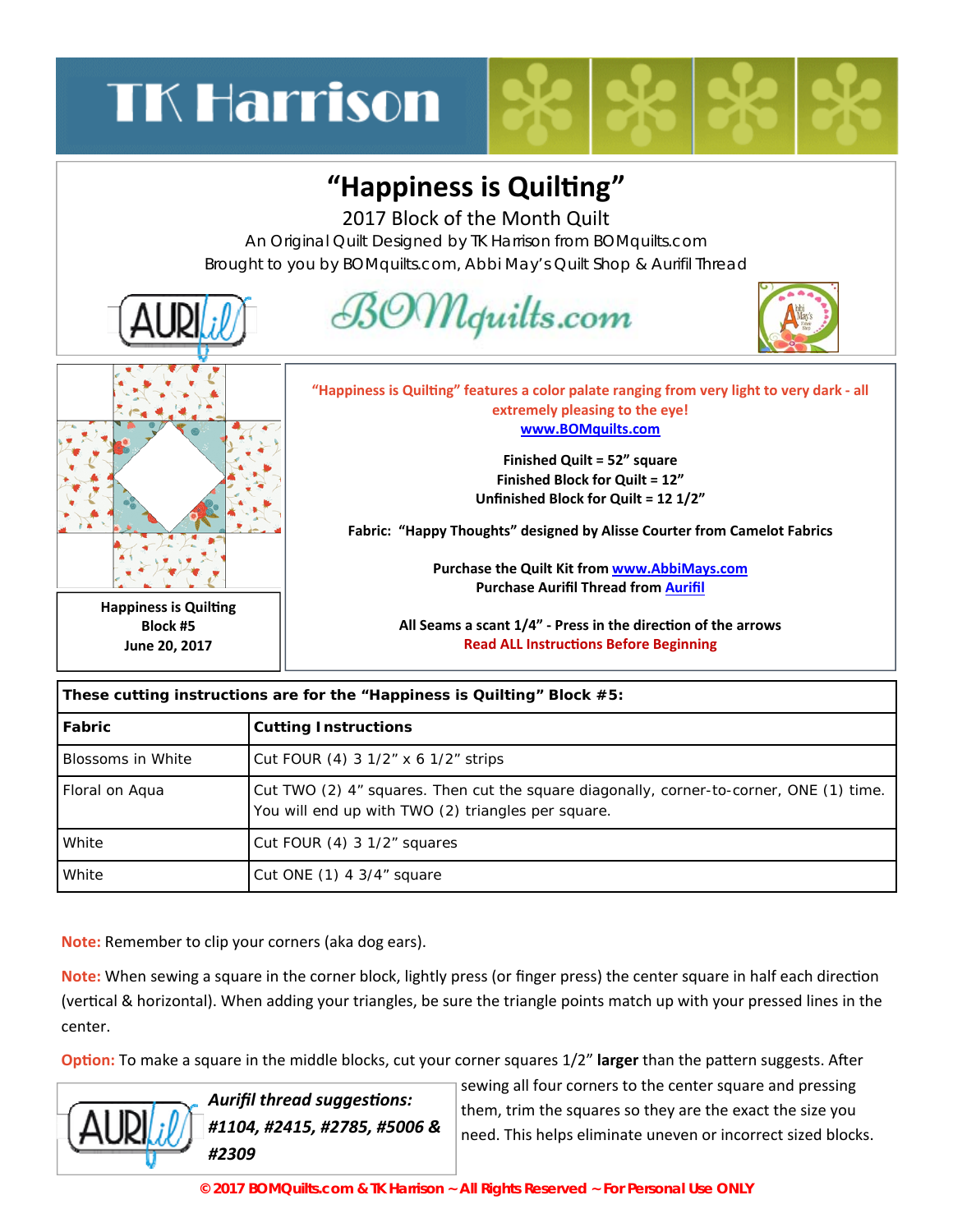# “Happiness is Quilting”

2017 Block of the Month Quilt

An Original Quilt Designed by TK Harrison from BOMquilts.com

Brought to you by BOMquilts.com, Abbi May’s Quilt Shop & Aurifil Thread

**Happiness is Quilting**
**Block #5**
**June 20, 2017**

**“Happiness is Quilting” features a color palate ranging from very light to very dark - all extremely pleasing to the eye!**
**www.BOMquilts.com**

**Finished Quilt = 52” square**
**Finished Block for Quilt = 12”**
**Unfinished Block for Quilt = 12 1/2”**

**Fabric: “Happy Thoughts” designed by Alisse Courter from Camelot Fabrics**

**Purchase the Quilt Kit from www.AbbiMays.com**
**Purchase Aurifil Thread from Aurifil**

**All Seams a scant 1/4” - Press in the direction of the arrows**
**Read ALL Instructions Before Beginning**

**These cutting instructions are for the “Happiness is Quilting” Block #5:**

| **Fabric** | **Cutting Instructions** |
|---|---|
| Blossoms in White | Cut FOUR (4) 3 1/2” x 6 1/2” strips |
| Floral on Aqua | Cut TWO (2) 4” squares. Then cut the square diagonally, corner-to-corner, ONE (1) time. You will end up with TWO (2) triangles per square. |
| White | Cut FOUR (4) 3 1/2” squares |
| White | Cut ONE (1) 4 3/4” square |

**Note:** Remember to clip your corners (aka dog ears).

**Note:** When sewing a square in the corner block, lightly press (or finger press) the center square in half each direction (vertical & horizontal). When adding your triangles, be sure the triangle points match up with your pressed lines in the center.

**Option:** To make a square in the middle blocks, cut your corner squares 1/2” **larger** than the pattern suggests. After sewing all four corners to the center square and pressing them, trim the squares so they are the exact the size you need. This helps eliminate uneven or incorrect sized blocks.

***Aurifil thread suggestions: #1104, #2415, #2785, #5006 & #2309***

**© 2017 BOMQuilts.com & TK Harrison ~ All Rights Reserved ~ For Personal Use ONLY**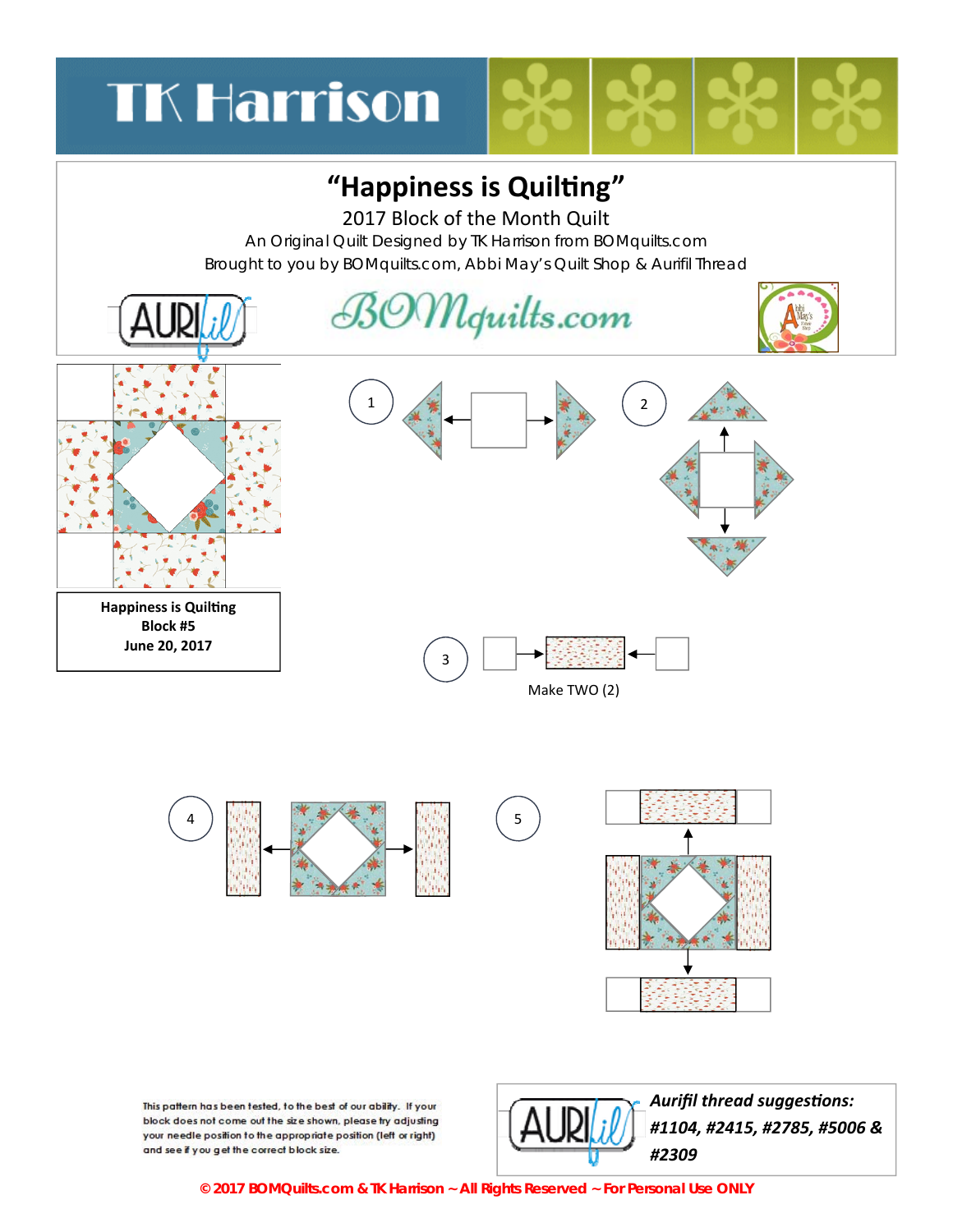TK Harrison

# "Happiness is Quilting"

2017 Block of the Month Quilt

An Original Quilt Designed by TK Harrison from BOMquilts.com

Brought to you by BOMquilts.com, Abbi May's Quilt Shop & Aurifil Thread

**Happiness is Quilting**
**Block #5**
**June 20, 2017**

1

2

3

Make TWO (2)

4

5

This pattern has been tested, to the best of our ability. If your block does not come out the size shown, please try adjusting your needle position to the appropriate position (left or right) and see if you get the correct block size.

***Aurifil thread suggestions:***
***#1104, #2415, #2785, #5006 & #2309***

**© 2017 BOMQuilts.com & TK Harrison ~ All Rights Reserved ~ For Personal Use ONLY**